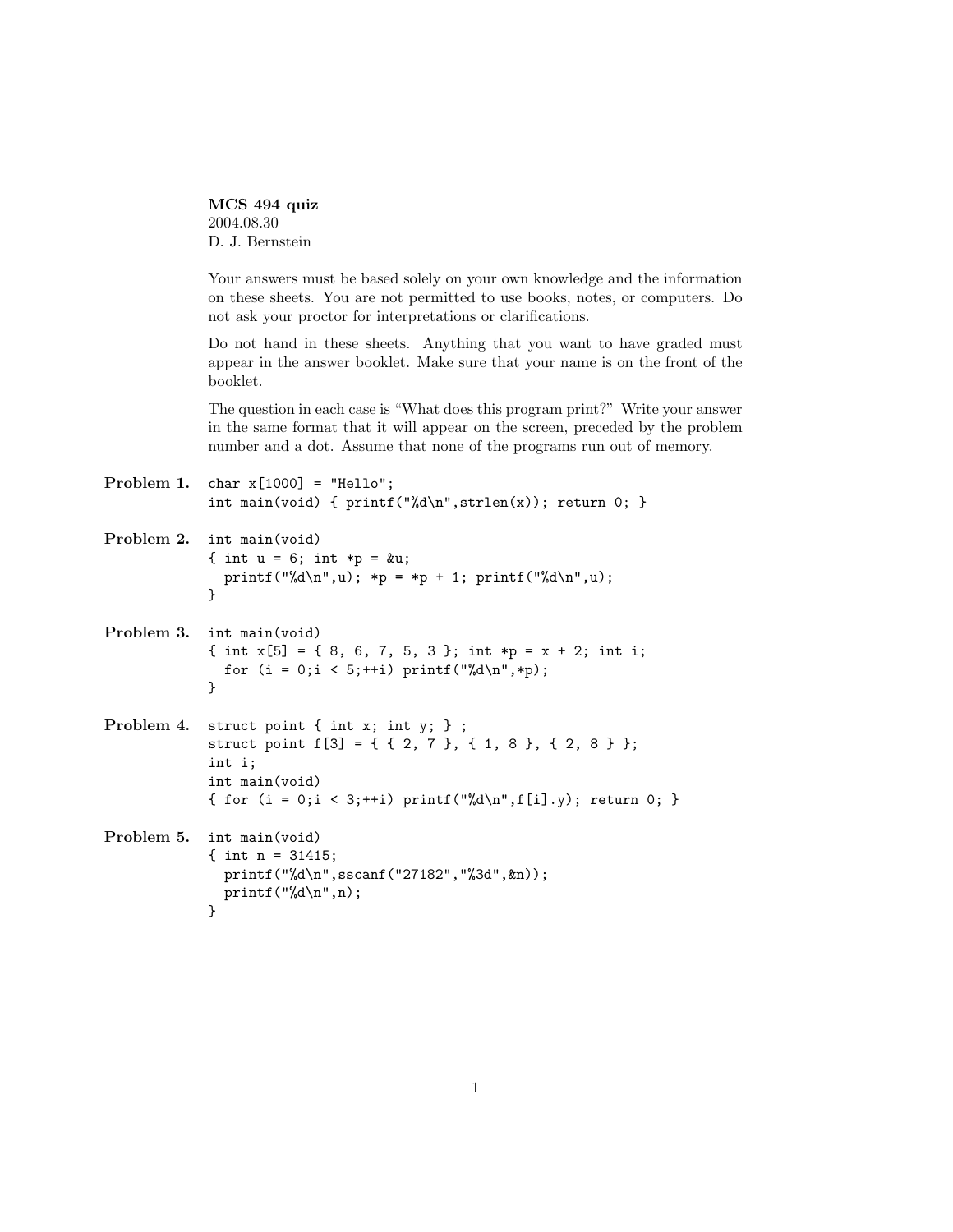**MCS 494 quiz**
2004.08.30
D. J. Bernstein

Your answers must be based solely on your own knowledge and the information on these sheets. You are not permitted to use books, notes, or computers. Do not ask your proctor for interpretations or clarifications.

Do not hand in these sheets. Anything that you want to have graded must appear in the answer booklet. Make sure that your name is on the front of the booklet.

The question in each case is "What does this program print?" Write your answer in the same format that it will appear on the screen, preceded by the problem number and a dot. Assume that none of the programs run out of memory.

**Problem 1.**

```
char x[1000] = "Hello";
int main(void) { printf("%d\n",strlen(x)); return 0; }
```

**Problem 2.**

```
int main(void)
{ int u = 6; int *p = &u;
  printf("%d\n",u); *p = *p + 1; printf("%d\n",u);
}
```

**Problem 3.**

```
int main(void)
{ int x[5] = { 8, 6, 7, 5, 3 }; int *p = x + 2; int i;
  for (i = 0;i < 5;++i) printf("%d\n",*p);
}
```

**Problem 4.**

```
struct point { int x; int y; } ;
struct point f[3] = { { 2, 7 }, { 1, 8 }, { 2, 8 } };
int i;
int main(void)
{ for (i = 0;i < 3;++i) printf("%d\n",f[i].y); return 0; }
```

**Problem 5.**

```
int main(void)
{ int n = 31415;
  printf("%d\n",sscanf("27182","%3d",&n));
  printf("%d\n",n);
}
```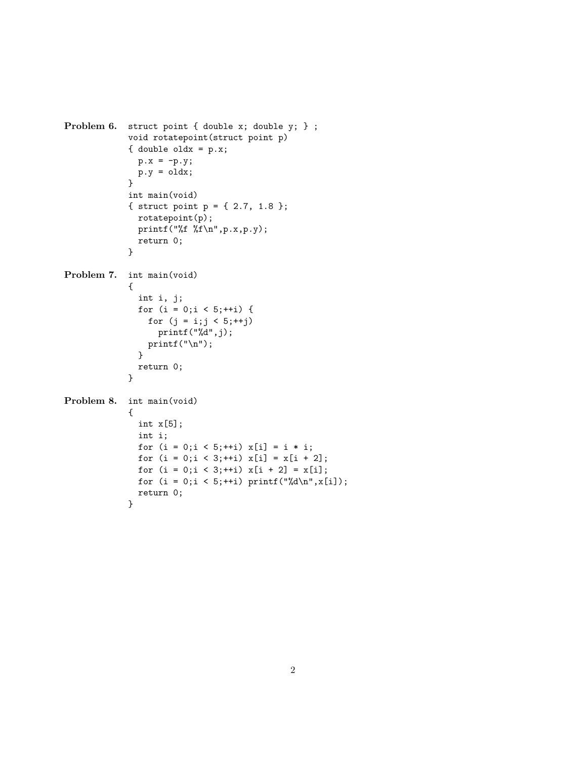**Problem 6.**

```
struct point { double x; double y; } ;
void rotatepoint(struct point p)
{ double oldx = p.x;
  p.x = -p.y;
  p.y = oldx;
}
int main(void)
{ struct point p = { 2.7, 1.8 };
  rotatepoint(p);
  printf("%f %f\n",p.x,p.y);
  return 0;
}
```

**Problem 7.**

```
int main(void)
{
  int i, j;
  for (i = 0;i < 5;++i) {
    for (j = i;j < 5;++j)
      printf("%d",j);
    printf("\n");
  }
  return 0;
}
```

**Problem 8.**

```
int main(void)
{
  int x[5];
  int i;
  for (i = 0;i < 5;++i) x[i] = i * i;
  for (i = 0;i < 3;++i) x[i] = x[i + 2];
  for (i = 0;i < 3;++i) x[i + 2] = x[i];
  for (i = 0;i < 5;++i) printf("%d\n",x[i]);
  return 0;
}
```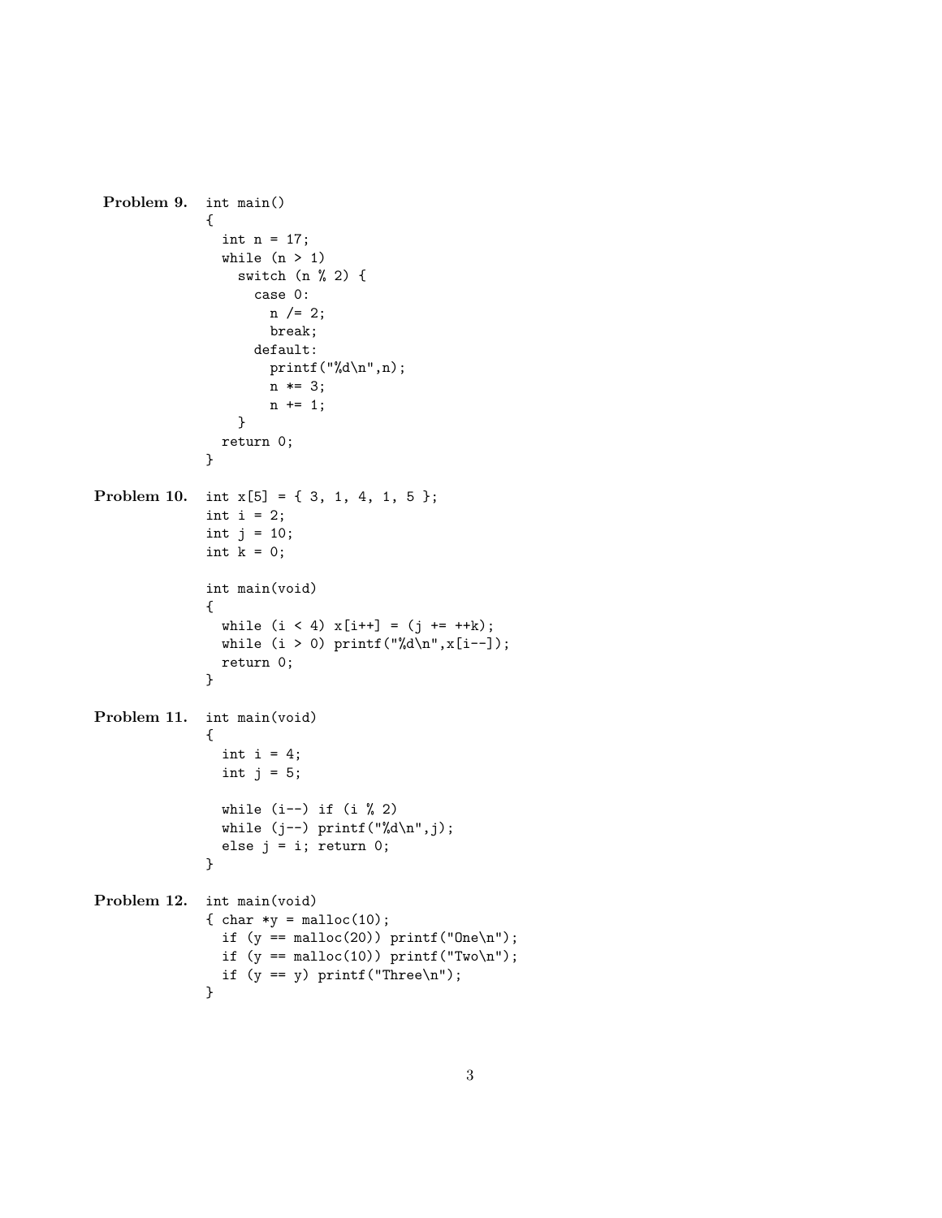**Problem 9.**

```
int main()
{
  int n = 17;
  while (n > 1)
    switch (n % 2) {
      case 0:
        n /= 2;
        break;
      default:
        printf("%d\n",n);
        n *= 3;
        n += 1;
    }
  return 0;
}
```

**Problem 10.**

```
int x[5] = { 3, 1, 4, 1, 5 };
int i = 2;
int j = 10;
int k = 0;

int main(void)
{
  while (i < 4) x[i++] = (j += ++k);
  while (i > 0) printf("%d\n",x[i--]);
  return 0;
}
```

**Problem 11.**

```
int main(void)
{
  int i = 4;
  int j = 5;

  while (i--) if (i % 2)
  while (j--) printf("%d\n",j);
  else j = i; return 0;
}
```

**Problem 12.**

```
int main(void)
{ char *y = malloc(10);
  if (y == malloc(20)) printf("One\n");
  if (y == malloc(10)) printf("Two\n");
  if (y == y) printf("Three\n");
}
```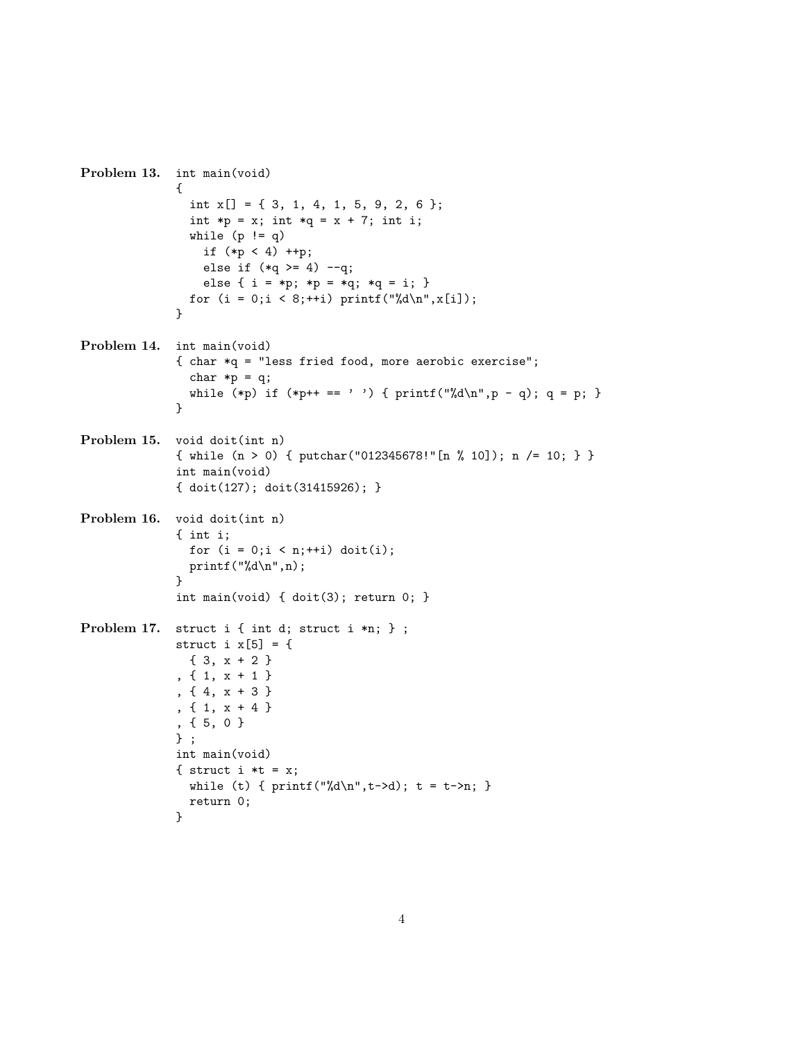**Problem 13.**

```
int main(void)
{
  int x[] = { 3, 1, 4, 1, 5, 9, 2, 6 };
  int *p = x; int *q = x + 7; int i;
  while (p != q)
    if (*p < 4) ++p;
    else if (*q >= 4) --q;
    else { i = *p; *p = *q; *q = i; }
  for (i = 0;i < 8;++i) printf("%d\n",x[i]);
}
```

**Problem 14.**

```
int main(void)
{ char *q = "less fried food, more aerobic exercise";
  char *p = q;
  while (*p) if (*p++ == ' ') { printf("%d\n",p - q); q = p; }
}
```

**Problem 15.**

```
void doit(int n)
{ while (n > 0) { putchar("012345678!"[n % 10]); n /= 10; } }
int main(void)
{ doit(127); doit(31415926); }
```

**Problem 16.**

```
void doit(int n)
{ int i;
  for (i = 0;i < n;++i) doit(i);
  printf("%d\n",n);
}
int main(void) { doit(3); return 0; }
```

**Problem 17.**

```
struct i { int d; struct i *n; } ;
struct i x[5] = {
  { 3, x + 2 }
, { 1, x + 1 }
, { 4, x + 3 }
, { 1, x + 4 }
, { 5, 0 }
} ;
int main(void)
{ struct i *t = x;
  while (t) { printf("%d\n",t->d); t = t->n; }
  return 0;
}
```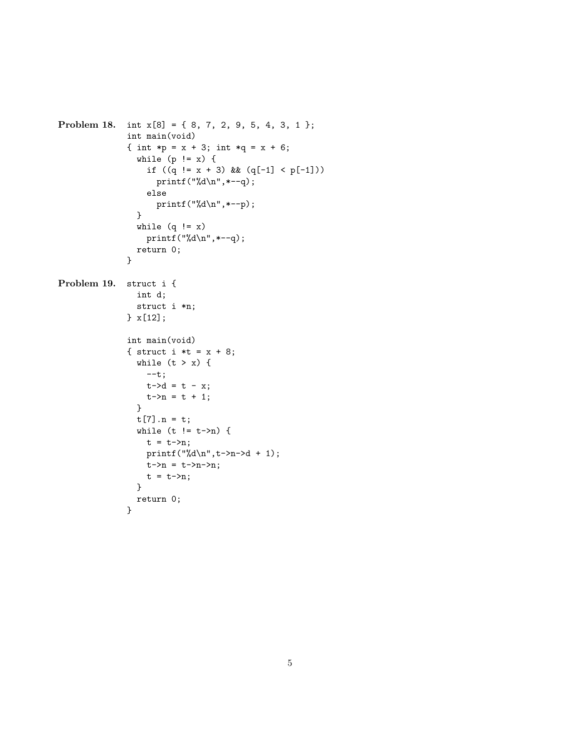**Problem 18.**

```
int x[8] = { 8, 7, 2, 9, 5, 4, 3, 1 };
int main(void)
{ int *p = x + 3; int *q = x + 6;
  while (p != x) {
    if ((q != x + 3) && (q[-1] < p[-1]))
      printf("%d\n",*--q);
    else
      printf("%d\n",*--p);
  }
  while (q != x)
    printf("%d\n",*--q);
  return 0;
}
```

**Problem 19.**

```
struct i {
  int d;
  struct i *n;
} x[12];

int main(void)
{ struct i *t = x + 8;
  while (t > x) {
    --t;
    t->d = t - x;
    t->n = t + 1;
  }
  t[7].n = t;
  while (t != t->n) {
    t = t->n;
    printf("%d\n",t->n->d + 1);
    t->n = t->n->n;
    t = t->n;
  }
  return 0;
}
```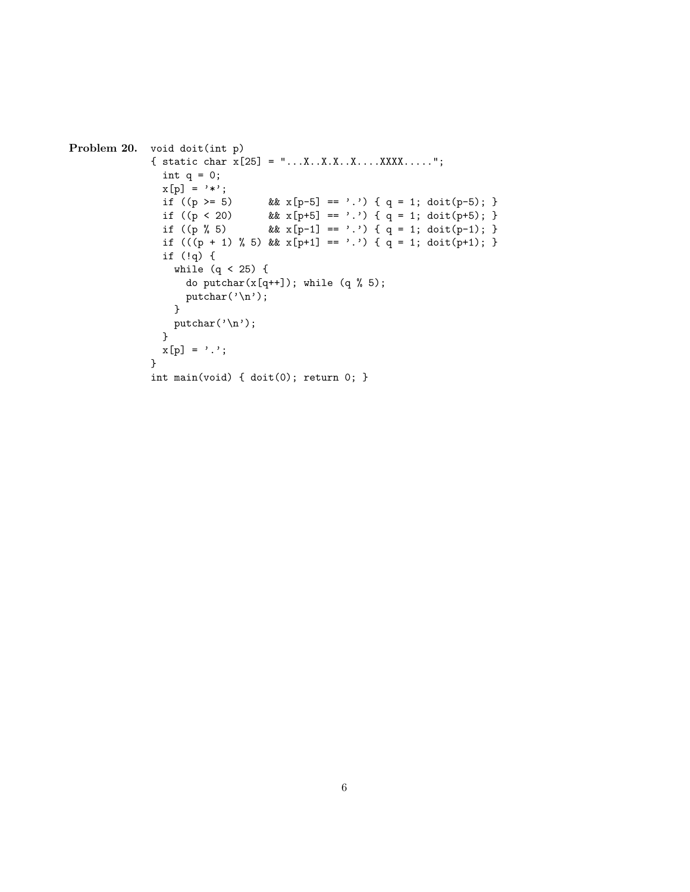**Problem 20.**

```
void doit(int p)
{ static char x[25] = "...X..X.X..X....XXXX.....";
  int q = 0;
  x[p] = '*';
  if ((p >= 5)       && x[p-5] == '.') { q = 1; doit(p-5); }
  if ((p < 20)       && x[p+5] == '.') { q = 1; doit(p+5); }
  if ((p % 5)        && x[p-1] == '.') { q = 1; doit(p-1); }
  if (((p + 1) % 5) && x[p+1] == '.') { q = 1; doit(p+1); }
  if (!q) {
    while (q < 25) {
      do putchar(x[q++]); while (q % 5);
      putchar('\n');
    }
    putchar('\n');
  }
  x[p] = '.';
}
int main(void) { doit(0); return 0; }
```